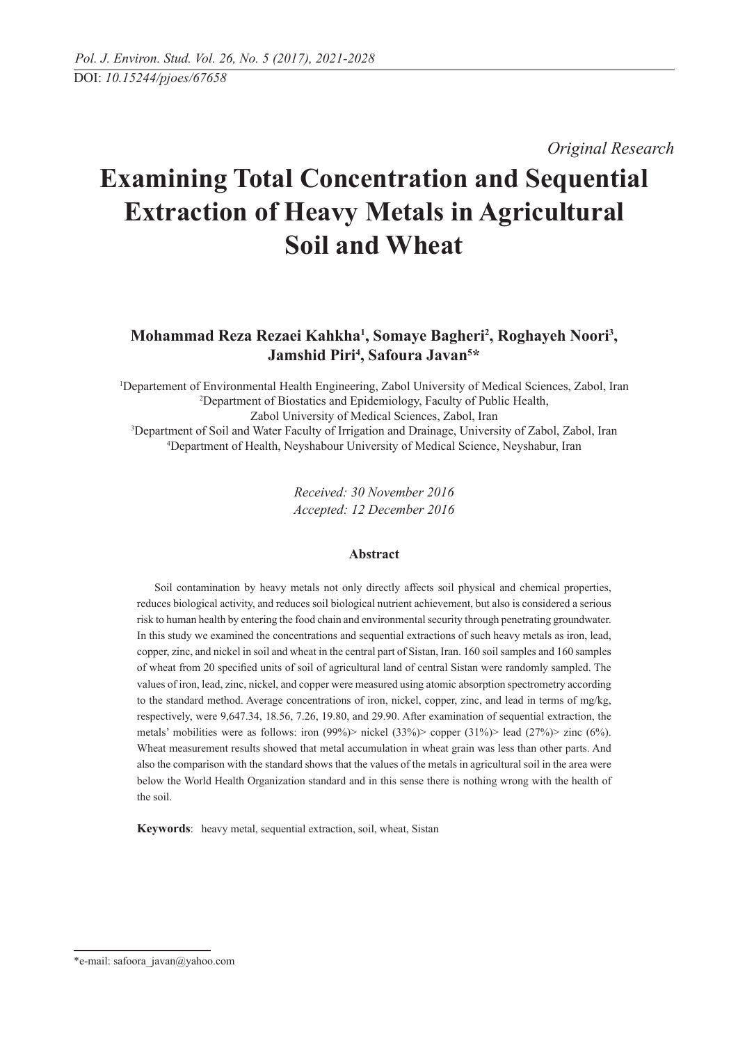*Original Research*

# Examining Total Concentration and Sequential Extraction of Heavy Metals in Agricultural Soil and Wheat

**Mohammad Reza Rezaei Kahkha[1], Somaye Bagheri[2], Roghayeh Noori[3], Jamshid Piri[4], Safoura Javan[5]***

[1]Departement of Environmental Health Engineering, Zabol University of Medical Sciences, Zabol, Iran
[2]Department of Biostatics and Epidemiology, Faculty of Public Health, Zabol University of Medical Sciences, Zabol, Iran
[3]Department of Soil and Water Faculty of Irrigation and Drainage, University of Zabol, Zabol, Iran
[4]Department of Health, Neyshabour University of Medical Science, Neyshabur, Iran

*Received: 30 November 2016*
*Accepted: 12 December 2016*

## Abstract

Soil contamination by heavy metals not only directly affects soil physical and chemical properties, reduces biological activity, and reduces soil biological nutrient achievement, but also is considered a serious risk to human health by entering the food chain and environmental security through penetrating groundwater. In this study we examined the concentrations and sequential extractions of such heavy metals as iron, lead, copper, zinc, and nickel in soil and wheat in the central part of Sistan, Iran. 160 soil samples and 160 samples of wheat from 20 specified units of soil of agricultural land of central Sistan were randomly sampled. The values of iron, lead, zinc, nickel, and copper were measured using atomic absorption spectrometry according to the standard method. Average concentrations of iron, nickel, copper, zinc, and lead in terms of mg/kg, respectively, were 9,647.34, 18.56, 7.26, 19.80, and 29.90. After examination of sequential extraction, the metals' mobilities were as follows: iron (99%)> nickel (33%)> copper (31%)> lead (27%)> zinc (6%). Wheat measurement results showed that metal accumulation in wheat grain was less than other parts. And also the comparison with the standard shows that the values of the metals in agricultural soil in the area were below the World Health Organization standard and in this sense there is nothing wrong with the health of the soil.

**Keywords**: heavy metal, sequential extraction, soil, wheat, Sistan

*e-mail: safoora_javan@yahoo.com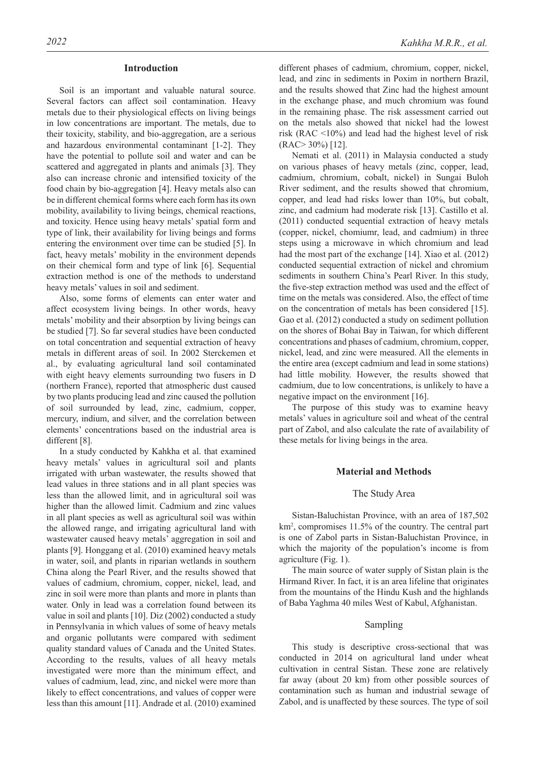## Introduction

Soil is an important and valuable natural source. Several factors can affect soil contamination. Heavy metals due to their physiological effects on living beings in low concentrations are important. The metals, due to their toxicity, stability, and bio-aggregation, are a serious and hazardous environmental contaminant [1-2]. They have the potential to pollute soil and water and can be scattered and aggregated in plants and animals [3]. They also can increase chronic and intensified toxicity of the food chain by bio-aggregation [4]. Heavy metals also can be in different chemical forms where each form has its own mobility, availability to living beings, chemical reactions, and toxicity. Hence using heavy metals' spatial form and type of link, their availability for living beings and forms entering the environment over time can be studied [5]. In fact, heavy metals' mobility in the environment depends on their chemical form and type of link [6]. Sequential extraction method is one of the methods to understand heavy metals' values in soil and sediment.

Also, some forms of elements can enter water and affect ecosystem living beings. In other words, heavy metals' mobility and their absorption by living beings can be studied [7]. So far several studies have been conducted on total concentration and sequential extraction of heavy metals in different areas of soil. In 2002 Sterckemen et al., by evaluating agricultural land soil contaminated with eight heavy elements surrounding two fusers in D (northern France), reported that atmospheric dust caused by two plants producing lead and zinc caused the pollution of soil surrounded by lead, zinc, cadmium, copper, mercury, indium, and silver, and the correlation between elements' concentrations based on the industrial area is different [8].

In a study conducted by Kahkha et al. that examined heavy metals' values in agricultural soil and plants irrigated with urban wastewater, the results showed that lead values in three stations and in all plant species was less than the allowed limit, and in agricultural soil was higher than the allowed limit. Cadmium and zinc values in all plant species as well as agricultural soil was within the allowed range, and irrigating agricultural land with wastewater caused heavy metals' aggregation in soil and plants [9]. Honggang et al. (2010) examined heavy metals in water, soil, and plants in riparian wetlands in southern China along the Pearl River, and the results showed that values of cadmium, chromium, copper, nickel, lead, and zinc in soil were more than plants and more in plants than water. Only in lead was a correlation found between its value in soil and plants [10]. Diz (2002) conducted a study in Pennsylvania in which values of some of heavy metals and organic pollutants were compared with sediment quality standard values of Canada and the United States. According to the results, values of all heavy metals investigated were more than the minimum effect, and values of cadmium, lead, zinc, and nickel were more than likely to effect concentrations, and values of copper were less than this amount [11]. Andrade et al. (2010) examined different phases of cadmium, chromium, copper, nickel, lead, and zinc in sediments in Poxim in northern Brazil, and the results showed that Zinc had the highest amount in the exchange phase, and much chromium was found in the remaining phase. The risk assessment carried out on the metals also showed that nickel had the lowest risk (RAC <10%) and lead had the highest level of risk (RAC> 30%) [12].

Nemati et al. (2011) in Malaysia conducted a study on various phases of heavy metals (zinc, copper, lead, cadmium, chromium, cobalt, nickel) in Sungai Buloh River sediment, and the results showed that chromium, copper, and lead had risks lower than 10%, but cobalt, zinc, and cadmium had moderate risk [13]. Castillo et al. (2011) conducted sequential extraction of heavy metals (copper, nickel, chomiumr, lead, and cadmium) in three steps using a microwave in which chromium and lead had the most part of the exchange [14]. Xiao et al. (2012) conducted sequential extraction of nickel and chromium sediments in southern China's Pearl River. In this study, the five-step extraction method was used and the effect of time on the metals was considered. Also, the effect of time on the concentration of metals has been considered [15]. Gao et al. (2012) conducted a study on sediment pollution on the shores of Bohai Bay in Taiwan, for which different concentrations and phases of cadmium, chromium, copper, nickel, lead, and zinc were measured. All the elements in the entire area (except cadmium and lead in some stations) had little mobility. However, the results showed that cadmium, due to low concentrations, is unlikely to have a negative impact on the environment [16].

The purpose of this study was to examine heavy metals' values in agriculture soil and wheat of the central part of Zabol, and also calculate the rate of availability of these metals for living beings in the area.

## Material and Methods

### The Study Area

Sistan-Baluchistan Province, with an area of 187,502 $km^2$, compromises 11.5% of the country. The central part is one of Zabol parts in Sistan-Baluchistan Province, in which the majority of the population's income is from agriculture (Fig. 1).

The main source of water supply of Sistan plain is the Hirmand River. In fact, it is an area lifeline that originates from the mountains of the Hindu Kush and the highlands of Baba Yaghma 40 miles West of Kabul, Afghanistan.

### Sampling

This study is descriptive cross-sectional that was conducted in 2014 on agricultural land under wheat cultivation in central Sistan. These zone are relatively far away (about 20 km) from other possible sources of contamination such as human and industrial sewage of Zabol, and is unaffected by these sources. The type of soil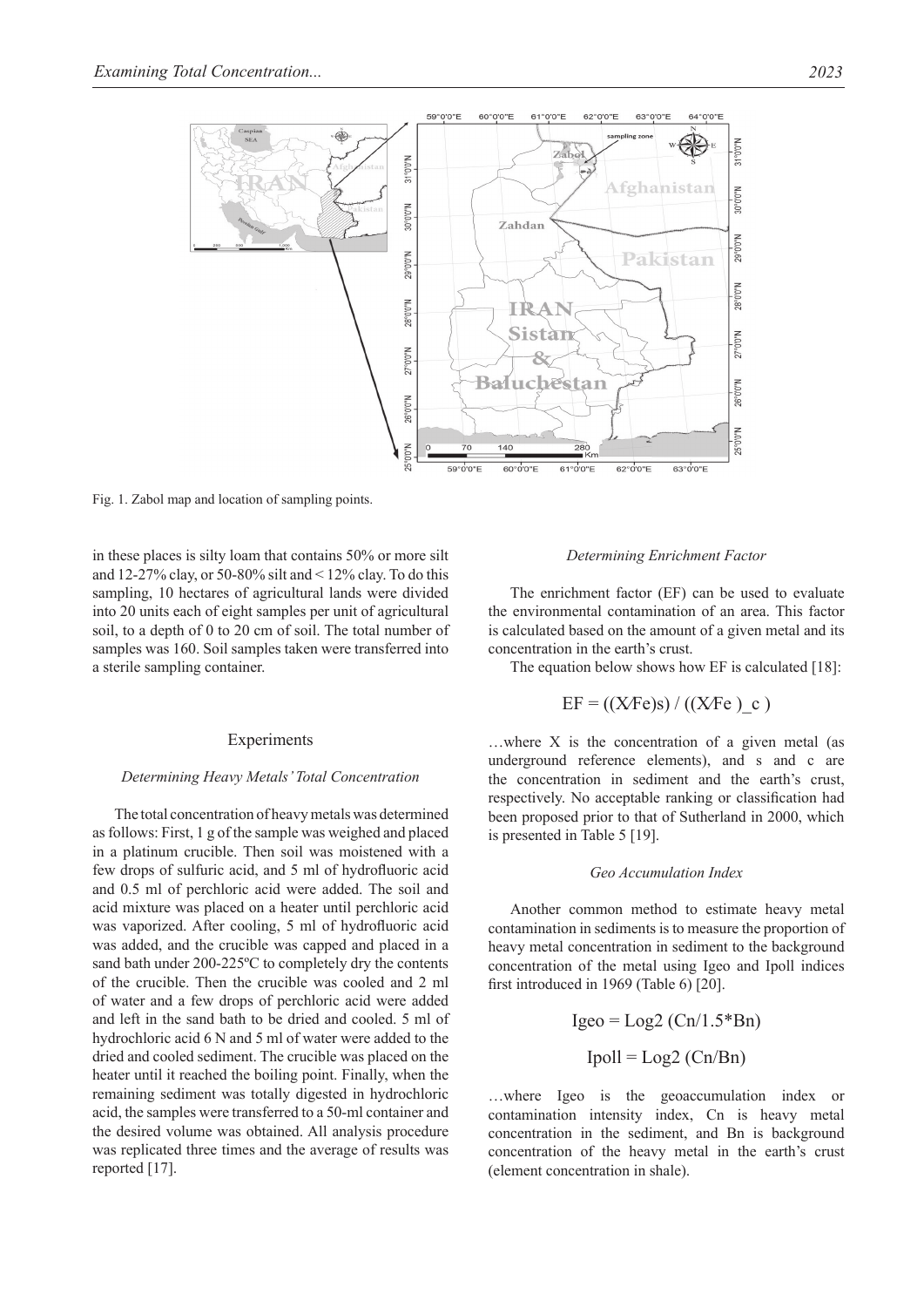Fig. 1. Zabol map and location of sampling points.

in these places is silty loam that contains 50% or more silt and 12-27% clay, or 50-80% silt and < 12% clay. To do this sampling, 10 hectares of agricultural lands were divided into 20 units each of eight samples per unit of agricultural soil, to a depth of 0 to 20 cm of soil. The total number of samples was 160. Soil samples taken were transferred into a sterile sampling container.

## Experiments

### *Determining Heavy Metals' Total Concentration*

The total concentration of heavy metals was determined as follows: First, 1 g of the sample was weighed and placed in a platinum crucible. Then soil was moistened with a few drops of sulfuric acid, and 5 ml of hydrofluoric acid and 0.5 ml of perchloric acid were added. The soil and acid mixture was placed on a heater until perchloric acid was vaporized. After cooling, 5 ml of hydrofluoric acid was added, and the crucible was capped and placed in a sand bath under 200-225ºC to completely dry the contents of the crucible. Then the crucible was cooled and 2 ml of water and a few drops of perchloric acid were added and left in the sand bath to be dried and cooled. 5 ml of hydrochloric acid 6 N and 5 ml of water were added to the dried and cooled sediment. The crucible was placed on the heater until it reached the boiling point. Finally, when the remaining sediment was totally digested in hydrochloric acid, the samples were transferred to a 50-ml container and the desired volume was obtained. All analysis procedure was replicated three times and the average of results was reported [17].

### *Determining Enrichment Factor*

The enrichment factor (EF) can be used to evaluate the environmental contamination of an area. This factor is calculated based on the amount of a given metal and its concentration in the earth's crust.

The equation below shows how EF is calculated [18]:

$$EF = ((X/Fe)s) / ((X/Fe)\_c)$$

…where X is the concentration of a given metal (as underground reference elements), and s and c are the concentration in sediment and the earth's crust, respectively. No acceptable ranking or classification had been proposed prior to that of Sutherland in 2000, which is presented in Table 5 [19].

### *Geo Accumulation Index*

Another common method to estimate heavy metal contamination in sediments is to measure the proportion of heavy metal concentration in sediment to the background concentration of the metal using Igeo and Ipoll indices first introduced in 1969 (Table 6) [20].

$$Igeo = Log2\ (Cn/1.5*Bn)$$

$$Ipoll = Log2\ (Cn/Bn)$$

…where Igeo is the geoaccumulation index or contamination intensity index, Cn is heavy metal concentration in the sediment, and Bn is background concentration of the heavy metal in the earth's crust (element concentration in shale).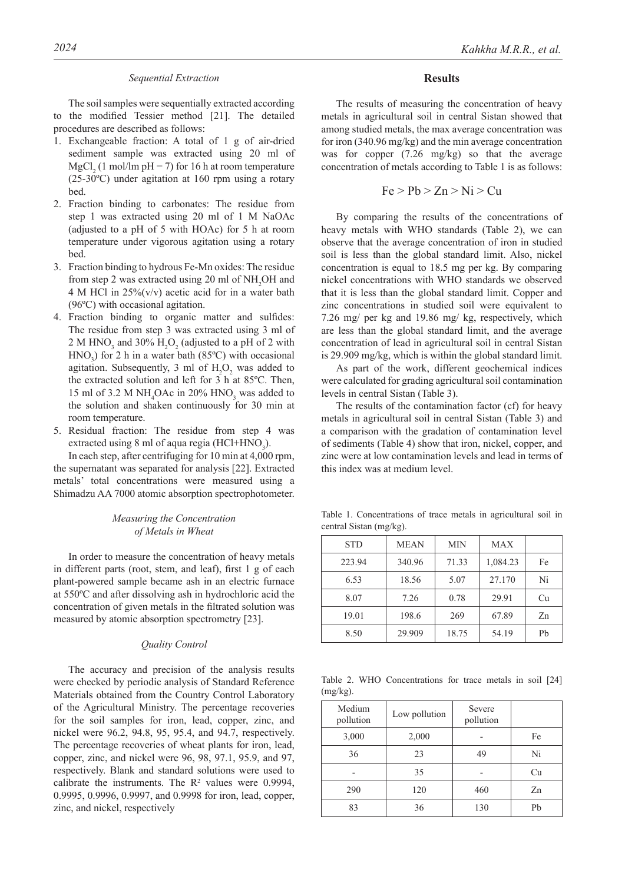### *Sequential Extraction*

The soil samples were sequentially extracted according to the modified Tessier method [21]. The detailed procedures are described as follows:

1. Exchangeable fraction: A total of 1 g of air-dried sediment sample was extracted using 20 ml of $MgCl_2$ (1 mol/lm pH = 7) for 16 h at room temperature (25-30ºC) under agitation at 160 rpm using a rotary bed.
2. Fraction binding to carbonates: The residue from step 1 was extracted using 20 ml of 1 M NaOAc (adjusted to a pH of 5 with HOAc) for 5 h at room temperature under vigorous agitation using a rotary bed.
3. Fraction binding to hydrous Fe-Mn oxides: The residue from step 2 was extracted using 20 ml of $NH_2OH$ and 4 M HCl in 25%(v/v) acetic acid for in a water bath (96ºC) with occasional agitation.
4. Fraction binding to organic matter and sulfides: The residue from step 3 was extracted using 3 ml of 2 M $HNO_3$ and 30% $H_2O_2$ (adjusted to a pH of 2 with $HNO_3$) for 2 h in a water bath (85ºC) with occasional agitation. Subsequently, 3 ml of $H_2O_2$ was added to the extracted solution and left for 3 h at 85ºC. Then, 15 ml of 3.2 M $NH_4OAc$ in 20% $HNO_3$ was added to the solution and shaken continuously for 30 min at room temperature.
5. Residual fraction: The residue from step 4 was extracted using 8 ml of aqua regia (HCl+$HNO_3$).

In each step, after centrifuging for 10 min at 4,000 rpm, the supernatant was separated for analysis [22]. Extracted metals' total concentrations were measured using a Shimadzu AA 7000 atomic absorption spectrophotometer.

### *Measuring the Concentration of Metals in Wheat*

In order to measure the concentration of heavy metals in different parts (root, stem, and leaf), first 1 g of each plant-powered sample became ash in an electric furnace at 550ºC and after dissolving ash in hydrochloric acid the concentration of given metals in the filtrated solution was measured by atomic absorption spectrometry [23].

### *Quality Control*

The accuracy and precision of the analysis results were checked by periodic analysis of Standard Reference Materials obtained from the Country Control Laboratory of the Agricultural Ministry. The percentage recoveries for the soil samples for iron, lead, copper, zinc, and nickel were 96.2, 94.8, 95, 95.4, and 94.7, respectively. The percentage recoveries of wheat plants for iron, lead, copper, zinc, and nickel were 96, 98, 97.1, 95.9, and 97, respectively. Blank and standard solutions were used to calibrate the instruments. The $R^2$ values were 0.9994, 0.9995, 0.9996, 0.9997, and 0.9998 for iron, lead, copper, zinc, and nickel, respectively

## Results

The results of measuring the concentration of heavy metals in agricultural soil in central Sistan showed that among studied metals, the max average concentration was for iron (340.96 mg/kg) and the min average concentration was for copper (7.26 mg/kg) so that the average concentration of metals according to Table 1 is as follows:

$$Fe > Pb > Zn > Ni > Cu$$

By comparing the results of the concentrations of heavy metals with WHO standards (Table 2), we can observe that the average concentration of iron in studied soil is less than the global standard limit. Also, nickel concentration is equal to 18.5 mg per kg. By comparing nickel concentrations with WHO standards we observed that it is less than the global standard limit. Copper and zinc concentrations in studied soil were equivalent to 7.26 mg/ per kg and 19.86 mg/ kg, respectively, which are less than the global standard limit, and the average concentration of lead in agricultural soil in central Sistan is 29.909 mg/kg, which is within the global standard limit.

As part of the work, different geochemical indices were calculated for grading agricultural soil contamination levels in central Sistan (Table 3).

The results of the contamination factor (cf) for heavy metals in agricultural soil in central Sistan (Table 3) and a comparison with the gradation of contamination level of sediments (Table 4) show that iron, nickel, copper, and zinc were at low contamination levels and lead in terms of this index was at medium level.

Table 1. Concentrations of trace metals in agricultural soil in central Sistan (mg/kg).

| STD | MEAN | MIN | MAX | |
|---|---|---|---|---|
| 223.94 | 340.96 | 71.33 | 1,084.23 | Fe |
| 6.53 | 18.56 | 5.07 | 27.170 | Ni |
| 8.07 | 7.26 | 0.78 | 29.91 | Cu |
| 19.01 | 198.6 | 269 | 67.89 | Zn |
| 8.50 | 29.909 | 18.75 | 54.19 | Pb |

Table 2. WHO Concentrations for trace metals in soil [24] (mg/kg).

| Medium pollution | Low pollution | Severe pollution | |
|---|---|---|---|
| 3,000 | 2,000 | - | Fe |
| 36 | 23 | 49 | Ni |
| - | 35 | - | Cu |
| 290 | 120 | 460 | Zn |
| 83 | 36 | 130 | Pb |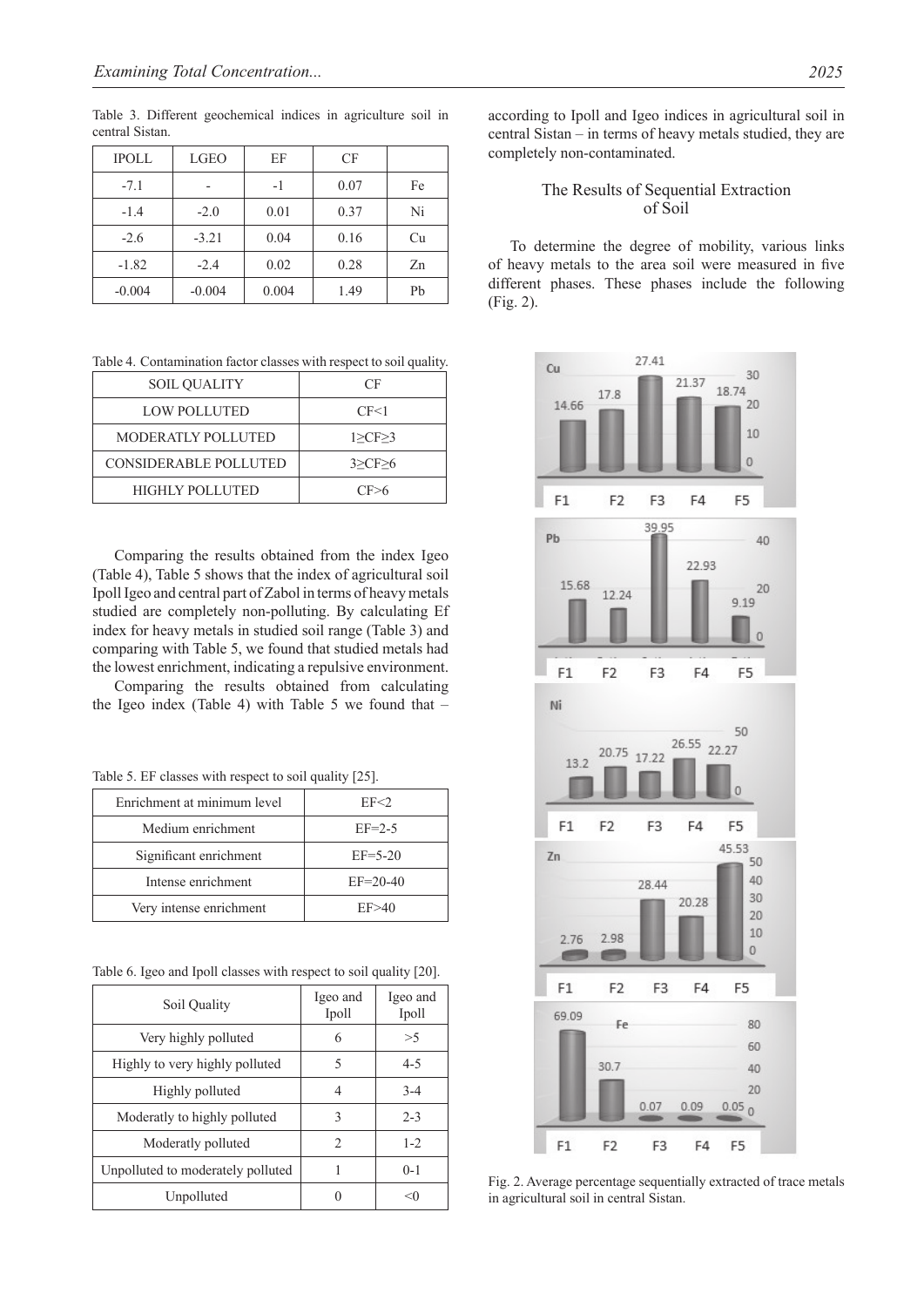Table 3. Different geochemical indices in agriculture soil in central Sistan.

| IPOLL | LGEO | EF | CF | |
|---|---|---|---|---|
| -7.1 | - | -1 | 0.07 | Fe |
| -1.4 | -2.0 | 0.01 | 0.37 | Ni |
| -2.6 | -3.21 | 0.04 | 0.16 | Cu |
| -1.82 | -2.4 | 0.02 | 0.28 | Zn |
| -0.004 | -0.004 | 0.004 | 1.49 | Pb |

Table 4. Contamination factor classes with respect to soil quality.

| SOIL QUALITY | CF |
|---|---|
| LOW POLLUTED | CF<1 |
| MODERATLY POLLUTED | 1≥CF≥3 |
| CONSIDERABLE POLLUTED | 3≥CF≥6 |
| HIGHLY POLLUTED | CF>6 |

Comparing the results obtained from the index Igeo (Table 4), Table 5 shows that the index of agricultural soil Ipoll Igeo and central part of Zabol in terms of heavy metals studied are completely non-polluting. By calculating Ef index for heavy metals in studied soil range (Table 3) and comparing with Table 5, we found that studied metals had the lowest enrichment, indicating a repulsive environment.

Comparing the results obtained from calculating the Igeo index (Table 4) with Table 5 we found that – according to Ipoll and Igeo indices in agricultural soil in central Sistan – in terms of heavy metals studied, they are completely non-contaminated.

Table 5. EF classes with respect to soil quality [25].

| Enrichment at minimum level | EF<2 |
|---|---|
| Medium enrichment | EF=2-5 |
| Significant enrichment | EF=5-20 |
| Intense enrichment | EF=20-40 |
| Very intense enrichment | EF>40 |

Table 6. Igeo and Ipoll classes with respect to soil quality [20].

| Soil Quality | Igeo and Ipoll | Igeo and Ipoll |
|---|---|---|
| Very highly polluted | 6 | >5 |
| Highly to very highly polluted | 5 | 4-5 |
| Highly polluted | 4 | 3-4 |
| Moderatly to highly polluted | 3 | 2-3 |
| Moderatly polluted | 2 | 1-2 |
| Unpolluted to moderately polluted | 1 | 0-1 |
| Unpolluted | 0 | <0 |

## The Results of Sequential Extraction of Soil

To determine the degree of mobility, various links of heavy metals to the area soil were measured in five different phases. These phases include the following (Fig. 2).

Fig. 2. Average percentage sequentially extracted of trace metals in agricultural soil in central Sistan.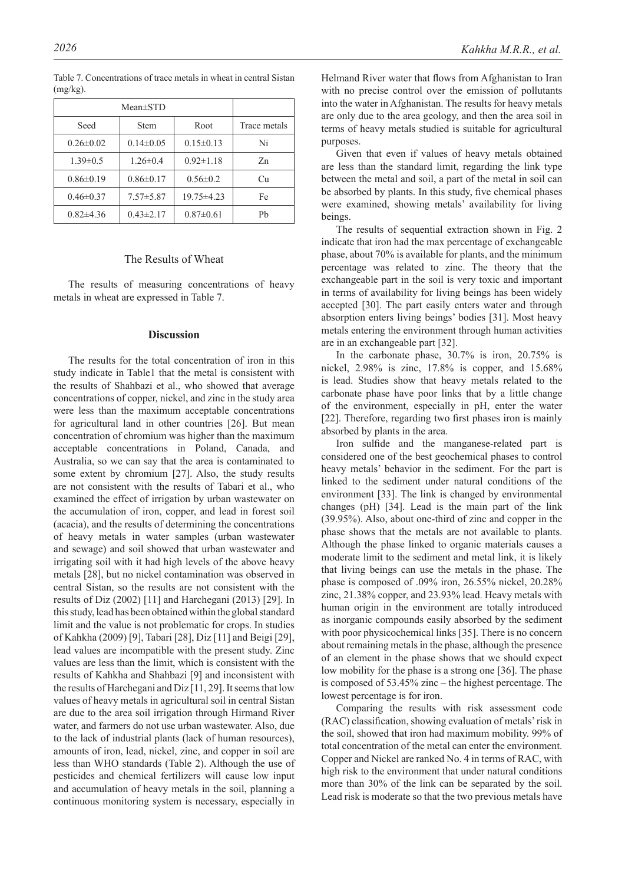Table 7. Concentrations of trace metals in wheat in central Sistan (mg/kg).

| Mean±STD | | | |
|---|---|---|---|
| Seed | Stem | Root | Trace metals |
| 0.26±0.02 | 0.14±0.05 | 0.15±0.13 | Ni |
| 1.39±0.5 | 1.26±0.4 | 0.92±1.18 | Zn |
| 0.86±0.19 | 0.86±0.17 | 0.56±0.2 | Cu |
| 0.46±0.37 | 7.57±5.87 | 19.75±4.23 | Fe |
| 0.82±4.36 | 0.43±2.17 | 0.87±0.61 | Pb |

## The Results of Wheat

The results of measuring concentrations of heavy metals in wheat are expressed in Table 7.

## Discussion

The results for the total concentration of iron in this study indicate in Table1 that the metal is consistent with the results of Shahbazi et al., who showed that average concentrations of copper, nickel, and zinc in the study area were less than the maximum acceptable concentrations for agricultural land in other countries [26]. But mean concentration of chromium was higher than the maximum acceptable concentrations in Poland, Canada, and Australia, so we can say that the area is contaminated to some extent by chromium [27]. Also, the study results are not consistent with the results of Tabari et al., who examined the effect of irrigation by urban wastewater on the accumulation of iron, copper, and lead in forest soil (acacia), and the results of determining the concentrations of heavy metals in water samples (urban wastewater and sewage) and soil showed that urban wastewater and irrigating soil with it had high levels of the above heavy metals [28], but no nickel contamination was observed in central Sistan, so the results are not consistent with the results of Diz (2002) [11] and Harchegani (2013) [29]. In this study, lead has been obtained within the global standard limit and the value is not problematic for crops. In studies of Kahkha (2009) [9], Tabari [28], Diz [11] and Beigi [29], lead values are incompatible with the present study. Zinc values are less than the limit, which is consistent with the results of Kahkha and Shahbazi [9] and inconsistent with the results of Harchegani and Diz [11, 29]. It seems that low values of heavy metals in agricultural soil in central Sistan are due to the area soil irrigation through Hirmand River water, and farmers do not use urban wastewater. Also, due to the lack of industrial plants (lack of human resources), amounts of iron, lead, nickel, zinc, and copper in soil are less than WHO standards (Table 2). Although the use of pesticides and chemical fertilizers will cause low input and accumulation of heavy metals in the soil, planning a continuous monitoring system is necessary, especially in Helmand River water that flows from Afghanistan to Iran with no precise control over the emission of pollutants into the water in Afghanistan. The results for heavy metals are only due to the area geology, and then the area soil in terms of heavy metals studied is suitable for agricultural purposes.

Given that even if values of heavy metals obtained are less than the standard limit, regarding the link type between the metal and soil, a part of the metal in soil can be absorbed by plants. In this study, five chemical phases were examined, showing metals' availability for living beings.

The results of sequential extraction shown in Fig. 2 indicate that iron had the max percentage of exchangeable phase, about 70% is available for plants, and the minimum percentage was related to zinc. The theory that the exchangeable part in the soil is very toxic and important in terms of availability for living beings has been widely accepted [30]. The part easily enters water and through absorption enters living beings' bodies [31]. Most heavy metals entering the environment through human activities are in an exchangeable part [32].

In the carbonate phase, 30.7% is iron, 20.75% is nickel, 2.98% is zinc, 17.8% is copper, and 15.68% is lead. Studies show that heavy metals related to the carbonate phase have poor links that by a little change of the environment, especially in pH, enter the water [22]. Therefore, regarding two first phases iron is mainly absorbed by plants in the area.

Iron sulfide and the manganese-related part is considered one of the best geochemical phases to control heavy metals' behavior in the sediment. For the part is linked to the sediment under natural conditions of the environment [33]. The link is changed by environmental changes (pH) [34]. Lead is the main part of the link (39.95%). Also, about one-third of zinc and copper in the phase shows that the metals are not available to plants. Although the phase linked to organic materials causes a moderate limit to the sediment and metal link, it is likely that living beings can use the metals in the phase. The phase is composed of .09% iron, 26.55% nickel, 20.28% zinc, 21.38% copper, and 23.93% lead. Heavy metals with human origin in the environment are totally introduced as inorganic compounds easily absorbed by the sediment with poor physicochemical links [35]. There is no concern about remaining metals in the phase, although the presence of an element in the phase shows that we should expect low mobility for the phase is a strong one [36]. The phase is composed of 53.45% zinc – the highest percentage. The lowest percentage is for iron.

Comparing the results with risk assessment code (RAC) classification, showing evaluation of metals' risk in the soil, showed that iron had maximum mobility. 99% of total concentration of the metal can enter the environment. Copper and Nickel are ranked No. 4 in terms of RAC, with high risk to the environment that under natural conditions more than 30% of the link can be separated by the soil. Lead risk is moderate so that the two previous metals have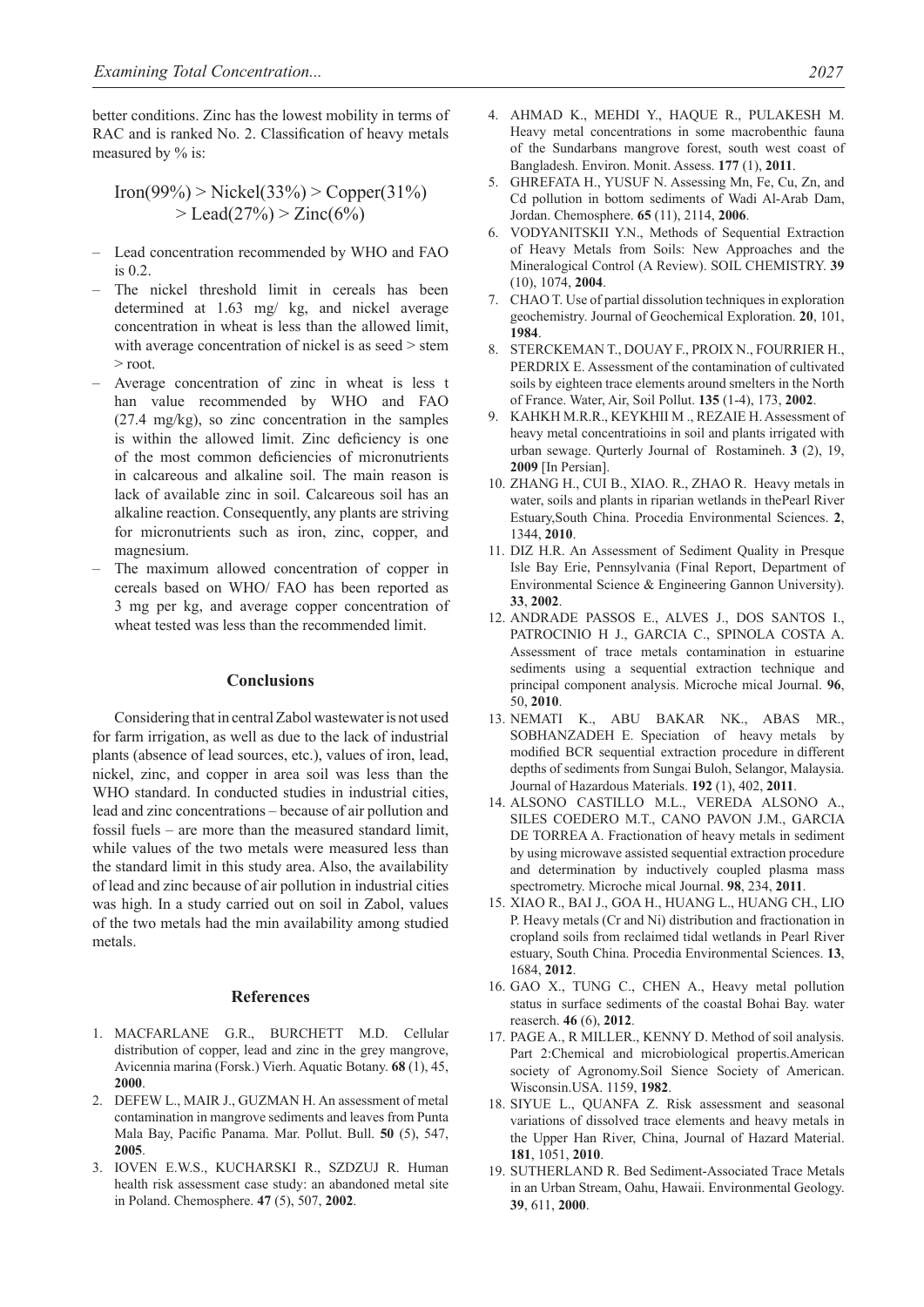better conditions. Zinc has the lowest mobility in terms of RAC and is ranked No. 2. Classification of heavy metals measured by % is:

$$\text{Iron}(99\%) > \text{Nickel}(33\%) > \text{Copper}(31\%) > \text{Lead}(27\%) > \text{Zinc}(6\%)$$

- Lead concentration recommended by WHO and FAO is 0.2.
- The nickel threshold limit in cereals has been determined at 1.63 mg/ kg, and nickel average concentration in wheat is less than the allowed limit, with average concentration of nickel is as seed > stem > root.
- Average concentration of zinc in wheat is less t han value recommended by WHO and FAO (27.4 mg/kg), so zinc concentration in the samples is within the allowed limit. Zinc deficiency is one of the most common deficiencies of micronutrients in calcareous and alkaline soil. The main reason is lack of available zinc in soil. Calcareous soil has an alkaline reaction. Consequently, any plants are striving for micronutrients such as iron, zinc, copper, and magnesium.
- The maximum allowed concentration of copper in cereals based on WHO/ FAO has been reported as 3 mg per kg, and average copper concentration of wheat tested was less than the recommended limit.

## Conclusions

Considering that in central Zabol wastewater is not used for farm irrigation, as well as due to the lack of industrial plants (absence of lead sources, etc.), values of iron, lead, nickel, zinc, and copper in area soil was less than the WHO standard. In conducted studies in industrial cities, lead and zinc concentrations – because of air pollution and fossil fuels – are more than the measured standard limit, while values of the two metals were measured less than the standard limit in this study area. Also, the availability of lead and zinc because of air pollution in industrial cities was high. In a study carried out on soil in Zabol, values of the two metals had the min availability among studied metals.

## References

1. MACFARLANE G.R., BURCHETT M.D. Cellular distribution of copper, lead and zinc in the grey mangrove, Avicennia marina (Forsk.) Vierh. Aquatic Botany. **68** (1), 45, **2000**.
2. DEFEW L., MAIR J., GUZMAN H. An assessment of metal contamination in mangrove sediments and leaves from Punta Mala Bay, Pacific Panama. Mar. Pollut. Bull. **50** (5), 547, **2005**.
3. IOVEN E.W.S., KUCHARSKI R., SZDZUJ R. Human health risk assessment case study: an abandoned metal site in Poland. Chemosphere. **47** (5), 507, **2002**.
4. AHMAD K., MEHDI Y., HAQUE R., PULAKESH M. Heavy metal concentrations in some macrobenthic fauna of the Sundarbans mangrove forest, south west coast of Bangladesh. Environ. Monit. Assess. **177** (1), **2011**.
5. GHREFATA H., YUSUF N. Assessing Mn, Fe, Cu, Zn, and Cd pollution in bottom sediments of Wadi Al-Arab Dam, Jordan. Chemosphere. **65** (11), 2114, **2006**.
6. VODYANITSKII Y.N., Methods of Sequential Extraction of Heavy Metals from Soils: New Approaches and the Mineralogical Control (A Review). SOIL CHEMISTRY. **39** (10), 1074, **2004**.
7. CHAO T. Use of partial dissolution techniques in exploration geochemistry. Journal of Geochemical Exploration. **20**, 101, **1984**.
8. STERCKEMAN T., DOUAY F., PROIX N., FOURRIER H., PERDRIX E. Assessment of the contamination of cultivated soils by eighteen trace elements around smelters in the North of France. Water, Air, Soil Pollut. **135** (1-4), 173, **2002**.
9. KAHKH M.R.R., KEYKHII M ., REZAIE H. Assessment of heavy metal concentratioins in soil and plants irrigated with urban sewage. Qurterly Journal of Rostamineh. **3** (2), 19, **2009** [In Persian].
10. ZHANG H., CUI B., XIAO. R., ZHAO R. Heavy metals in water, soils and plants in riparian wetlands in thePearl River Estuary,South China. Procedia Environmental Sciences. **2**, 1344, **2010**.
11. DIZ H.R. An Assessment of Sediment Quality in Presque Isle Bay Erie, Pennsylvania (Final Report, Department of Environmental Science & Engineering Gannon University). **33**, **2002**.
12. ANDRADE PASSOS E., ALVES J., DOS SANTOS I., PATROCINIO H J., GARCIA C., SPINOLA COSTA A. Assessment of trace metals contamination in estuarine sediments using a sequential extraction technique and principal component analysis. Microche mical Journal. **96**, 50, **2010**.
13. NEMATI K., ABU BAKAR NK., ABAS MR., SOBHANZADEH E. Speciation of heavy metals by modified BCR sequential extraction procedure in different depths of sediments from Sungai Buloh, Selangor, Malaysia. Journal of Hazardous Materials. **192** (1), 402, **2011**.
14. ALSONO CASTILLO M.L., VEREDA ALSONO A., SILES COEDERO M.T., CANO PAVON J.M., GARCIA DE TORREA A. Fractionation of heavy metals in sediment by using microwave assisted sequential extraction procedure and determination by inductively coupled plasma mass spectrometry. Microche mical Journal. **98**, 234, **2011**.
15. XIAO R., BAI J., GOA H., HUANG L., HUANG CH., LIO P. Heavy metals (Cr and Ni) distribution and fractionation in cropland soils from reclaimed tidal wetlands in Pearl River estuary, South China. Procedia Environmental Sciences. **13**, 1684, **2012**.
16. GAO X., TUNG C., CHEN A., Heavy metal pollution status in surface sediments of the coastal Bohai Bay. water reaserch. **46** (6), **2012**.
17. PAGE A., R MILLER., KENNY D. Method of soil analysis. Part 2:Chemical and microbiological propertis.American society of Agronomy.Soil Sience Society of American. Wisconsin.USA. 1159, **1982**.
18. SIYUE L., QUANFA Z. Risk assessment and seasonal variations of dissolved trace elements and heavy metals in the Upper Han River, China, Journal of Hazard Material. **181**, 1051, **2010**.
19. SUTHERLAND R. Bed Sediment-Associated Trace Metals in an Urban Stream, Oahu, Hawaii. Environmental Geology. **39**, 611, **2000**.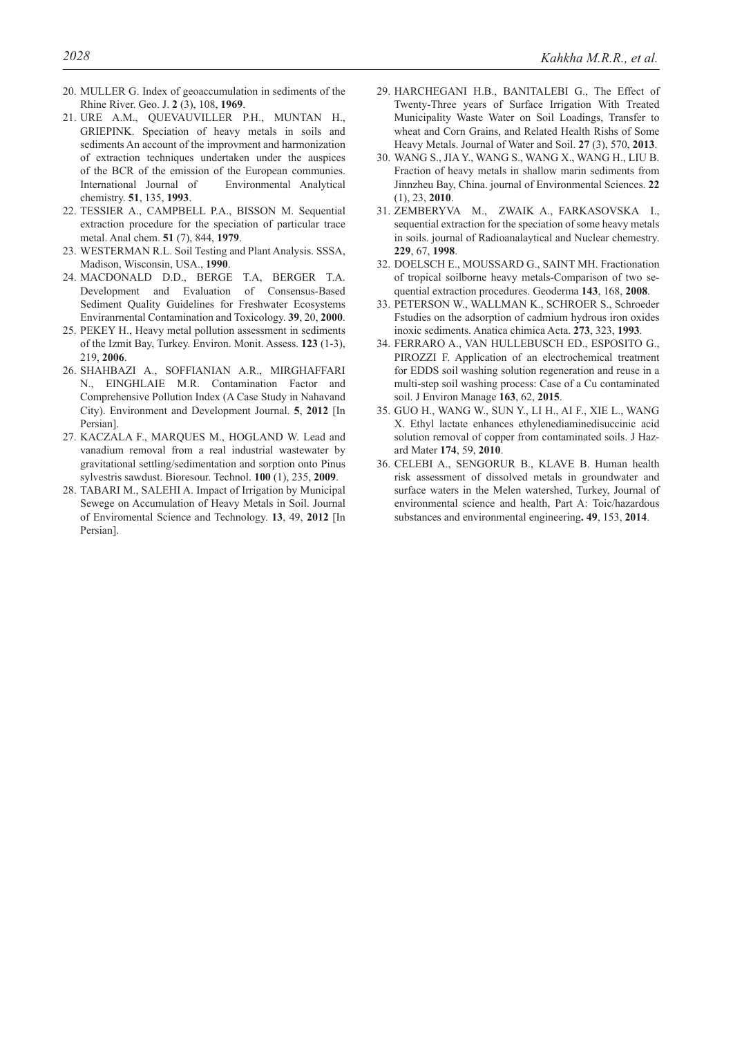20. MULLER G. Index of geoaccumulation in sediments of the Rhine River. Geo. J. **2** (3), 108, **1969**.
21. URE A.M., QUEVAUVILLER P.H., MUNTAN H., GRIEPINK. Speciation of heavy metals in soils and sediments An account of the improvment and harmonization of extraction techniques undertaken under the auspices of the BCR of the emission of the European communities. International Journal of Environmental Analytical chemistry. **51**, 135, **1993**.
22. TESSIER A., CAMPBELL P.A., BISSON M. Sequential extraction procedure for the speciation of particular trace metal. Anal chem. **51** (7), 844, **1979**.
23. WESTERMAN R.L. Soil Testing and Plant Analysis. SSSA, Madison, Wisconsin, USA., **1990**.
24. MACDONALD D.D., BERGE T.A, BERGER T.A. Development and Evaluation of Consensus-Based Sediment Quality Guidelines for Freshwater Ecosystems Enviranrnental Contamination and Toxicology. **39**, 20, **2000**.
25. PEKEY H., Heavy metal pollution assessment in sediments of the Izmit Bay, Turkey. Environ. Monit. Assess. **123** (1-3), 219, **2006**.
26. SHAHBAZI A., SOFFIANIAN A.R., MIRGHAFFARI N., EINGHLAIE M.R. Contamination Factor and Comprehensive Pollution Index (A Case Study in Nahavand City). Environment and Development Journal. **5**, **2012** [In Persian].
27. KACZALA F., MARQUES M., HOGLAND W. Lead and vanadium removal from a real industrial wastewater by gravitational settling/sedimentation and sorption onto Pinus sylvestris sawdust. Bioresour. Technol. **100** (1), 235, **2009**.
28. TABARI M., SALEHI A. Impact of Irrigation by Municipal Sewege on Accumulation of Heavy Metals in Soil. Journal of Enviromental Science and Technology. **13**, 49, **2012** [In Persian].
29. HARCHEGANI H.B., BANITALEBI G., The Effect of Twenty-Three years of Surface Irrigation With Treated Municipality Waste Water on Soil Loadings, Transfer to wheat and Corn Grains, and Related Health Rishs of Some Heavy Metals. Journal of Water and Soil. **27** (3), 570, **2013**.
30. WANG S., JIA Y., WANG S., WANG X., WANG H., LIU B. Fraction of heavy metals in shallow marin sediments from Jinnzheu Bay, China. journal of Environmental Sciences. **22** (1), 23, **2010**.
31. ZEMBERYVA M., ZWAIK A., FARKASOVSKA I., sequential extraction for the speciation of some heavy metals in soils. journal of Radioanalaytical and Nuclear chemestry. **229**, 67, **1998**.
32. DOELSCH E., MOUSSARD G., SAINT MH. Fractionation of tropical soilborne heavy metals-Comparison of two sequential extraction procedures. Geoderma **143**, 168, **2008**.
33. PETERSON W., WALLMAN K., SCHROER S., Schroeder Fstudies on the adsorption of cadmium hydrous iron oxides inoxic sediments. Anatica chimica Acta. **273**, 323, **1993**.
34. FERRARO A., VAN HULLEBUSCH ED., ESPOSITO G., PIROZZI F. Application of an electrochemical treatment for EDDS soil washing solution regeneration and reuse in a multi-step soil washing process: Case of a Cu contaminated soil. J Environ Manage **163**, 62, **2015**.
35. GUO H., WANG W., SUN Y., LI H., AI F., XIE L., WANG X. Ethyl lactate enhances ethylenediaminedisuccinic acid solution removal of copper from contaminated soils. J Hazard Mater **174**, 59, **2010**.
36. CELEBI A., SENGORUR B., KLAVE B. Human health risk assessment of dissolved metals in groundwater and surface waters in the Melen watershed, Turkey, Journal of environmental science and health, Part A: Toic/hazardous substances and environmental engineering**. 49**, 153, **2014**.